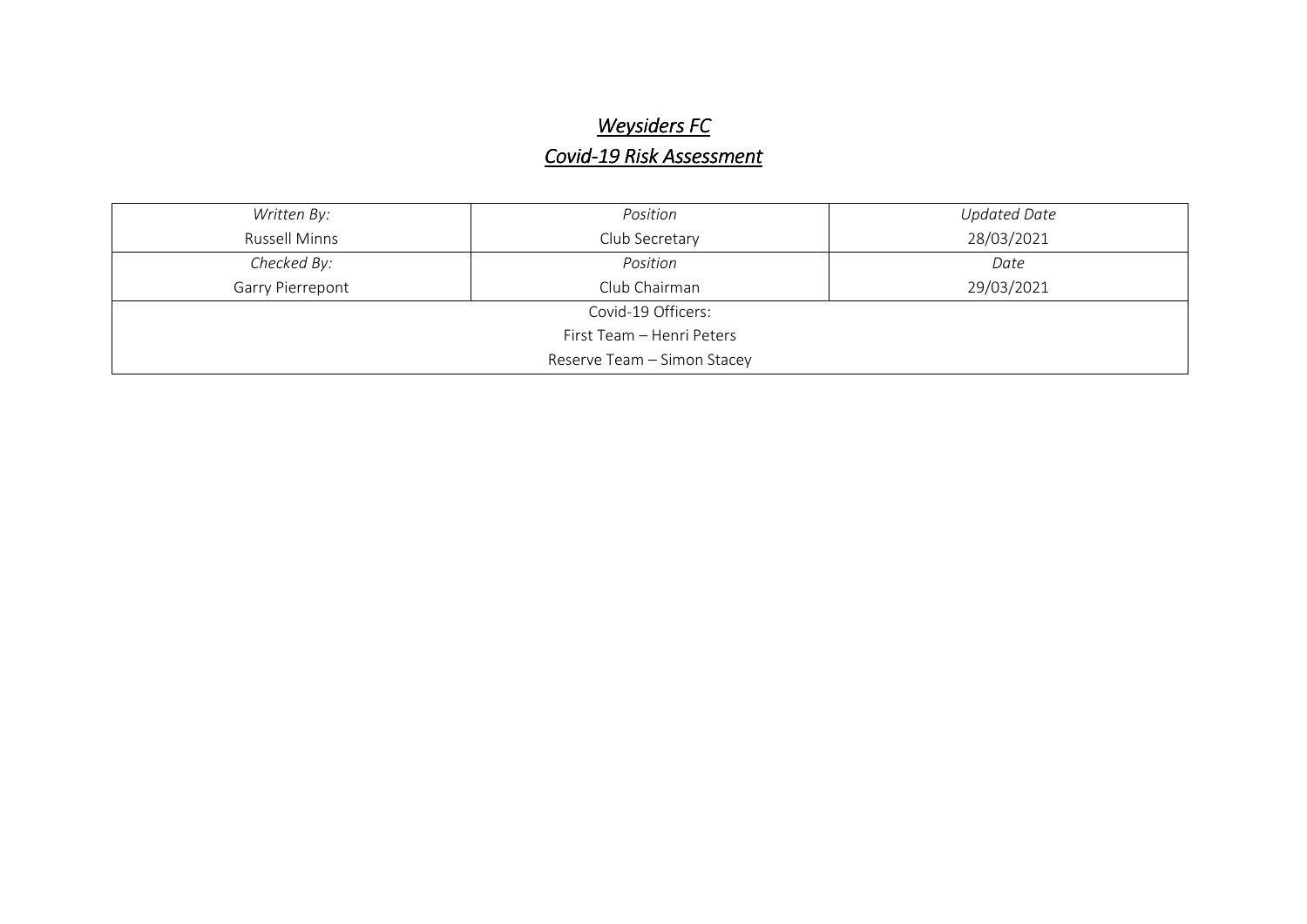# *Weysiders FC*
## *Covid-19 Risk Assessment*

| *Written By:* | *Position* | *Updated Date* |
|---|---|---|
| Russell Minns | Club Secretary | 28/03/2021 |
| *Checked By:* | *Position* | *Date* |
| Garry Pierrepont | Club Chairman | 29/03/2021 |
| Covid-19 Officers: First Team – Henri Peters Reserve Team – Simon Stacey | | |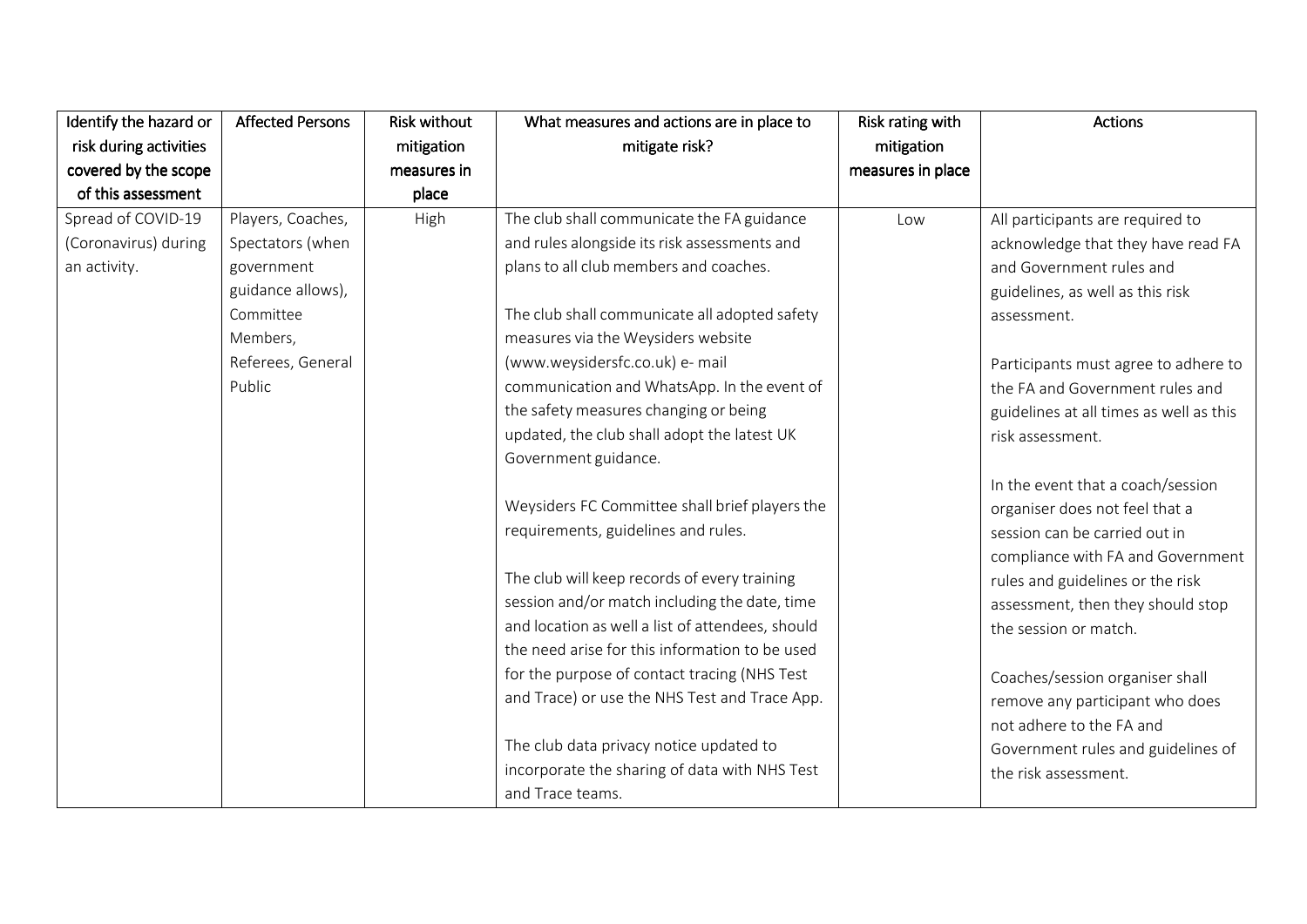| Identify the hazard or risk during activities covered by the scope of this assessment | Affected Persons | Risk without mitigation measures in place | What measures and actions are in place to mitigate risk? | Risk rating with mitigation measures in place | Actions |
|---|---|---|---|---|---|
| Spread of COVID-19 (Coronavirus) during an activity. | Players, Coaches, Spectators (when government guidance allows), Committee Members, Referees, General Public | High | The club shall communicate the FA guidance and rules alongside its risk assessments and plans to all club members and coaches.<br><br>The club shall communicate all adopted safety measures via the Weysiders website (www.weysidersfc.co.uk) e- mail communication and WhatsApp. In the event of the safety measures changing or being updated, the club shall adopt the latest UK Government guidance.<br><br>Weysiders FC Committee shall brief players the requirements, guidelines and rules.<br><br>The club will keep records of every training session and/or match including the date, time and location as well a list of attendees, should the need arise for this information to be used for the purpose of contact tracing (NHS Test and Trace) or use the NHS Test and Trace App.<br><br>The club data privacy notice updated to incorporate the sharing of data with NHS Test and Trace teams. | Low | All participants are required to acknowledge that they have read FA and Government rules and guidelines, as well as this risk assessment.<br><br>Participants must agree to adhere to the FA and Government rules and guidelines at all times as well as this risk assessment.<br><br>In the event that a coach/session organiser does not feel that a session can be carried out in compliance with FA and Government rules and guidelines or the risk assessment, then they should stop the session or match.<br><br>Coaches/session organiser shall remove any participant who does not adhere to the FA and Government rules and guidelines of the risk assessment. |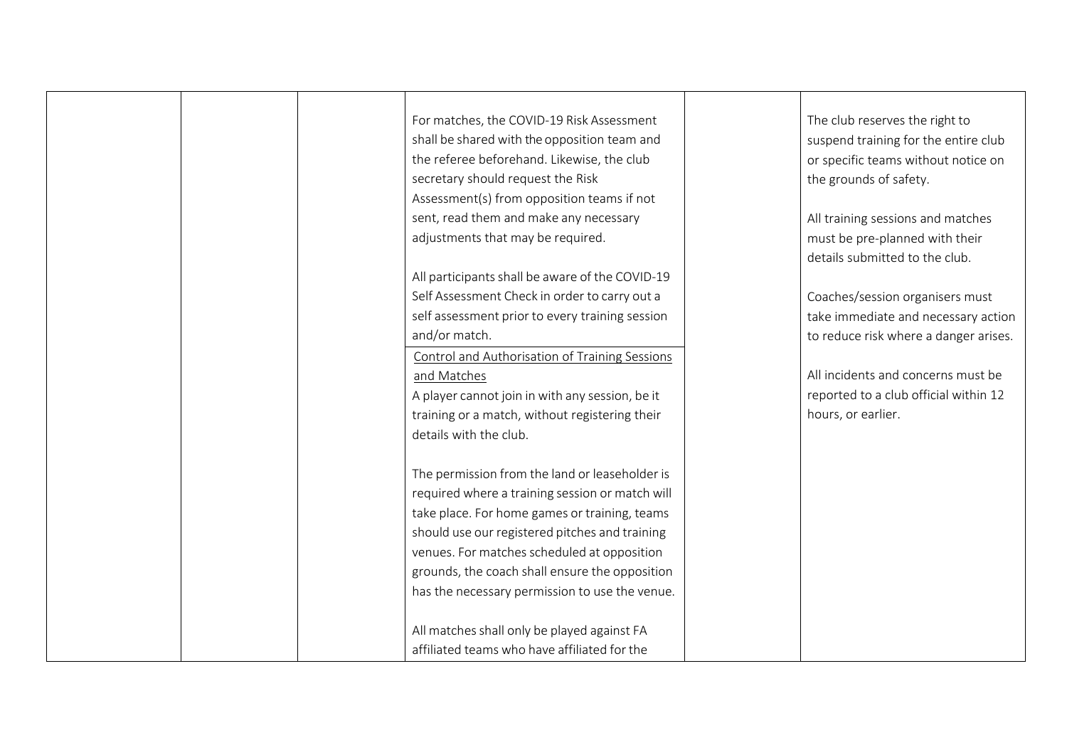|  |  |  | For matches, the COVID-19 Risk Assessment shall be shared with the opposition team and the referee beforehand. Likewise, the club secretary should request the Risk Assessment(s) from opposition teams if not sent, read them and make any necessary adjustments that may be required.<br><br>All participants shall be aware of the COVID-19 Self Assessment Check in order to carry out a self assessment prior to every training session and/or match. |  | The club reserves the right to suspend training for the entire club or specific teams without notice on the grounds of safety.<br><br>All training sessions and matches must be pre-planned with their details submitted to the club.<br><br>Coaches/session organisers must take immediate and necessary action to reduce risk where a danger arises.<br><br>All incidents and concerns must be reported to a club official within 12 hours, or earlier. |
|---|---|---|---|---|---|
|  |  |  | Control and Authorisation of Training Sessions and Matches<br>A player cannot join in with any session, be it training or a match, without registering their details with the club.<br><br>The permission from the land or leaseholder is required where a training session or match will take place. For home games or training, teams should use our registered pitches and training venues. For matches scheduled at opposition grounds, the coach shall ensure the opposition has the necessary permission to use the venue.<br><br>All matches shall only be played against FA affiliated teams who have affiliated for the |  |  |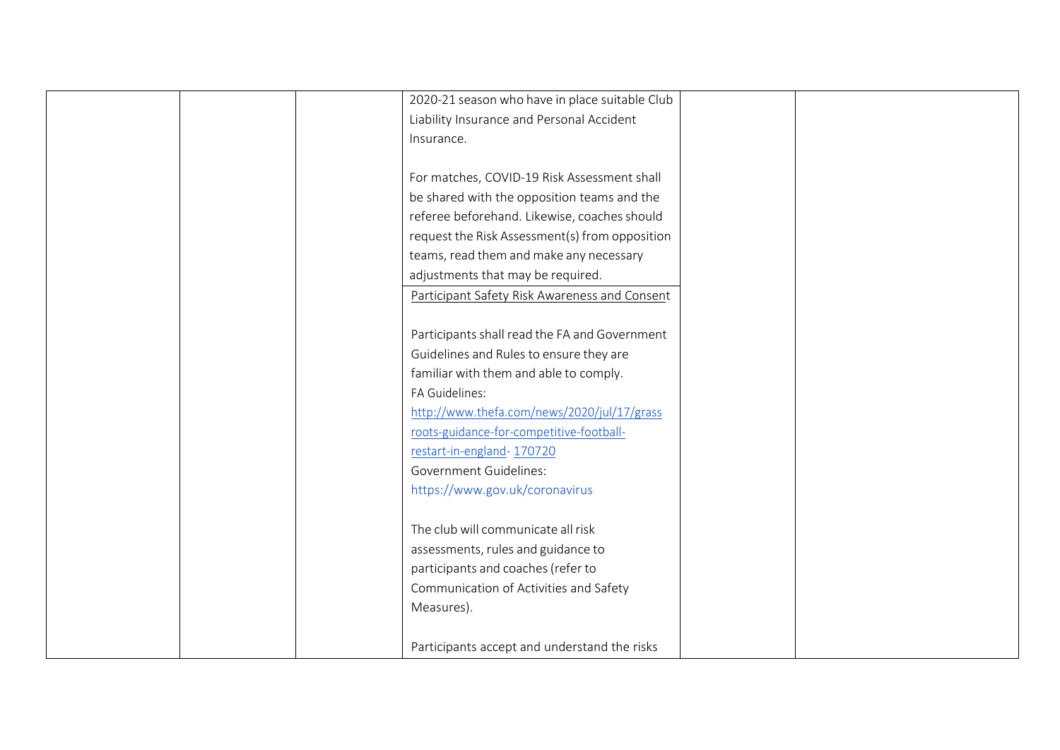|  |  |  | 2020-21 season who have in place suitable Club Liability Insurance and Personal Accident Insurance.<br><br>For matches, COVID-19 Risk Assessment shall be shared with the opposition teams and the referee beforehand. Likewise, coaches should request the Risk Assessment(s) from opposition teams, read them and make any necessary adjustments that may be required. |  |  |
|---|---|---|---|---|---|
|  |  |  | Participant Safety Risk Awareness and Consent<br><br>Participants shall read the FA and Government Guidelines and Rules to ensure they are familiar with them and able to comply.<br>FA Guidelines:<br>http://www.thefa.com/news/2020/jul/17/grassroots-guidance-for-competitive-football-restart-in-england- 170720<br>Government Guidelines:<br>https://www.gov.uk/coronavirus<br><br>The club will communicate all risk assessments, rules and guidance to participants and coaches (refer to Communication of Activities and Safety Measures).<br><br>Participants accept and understand the risks |  |  |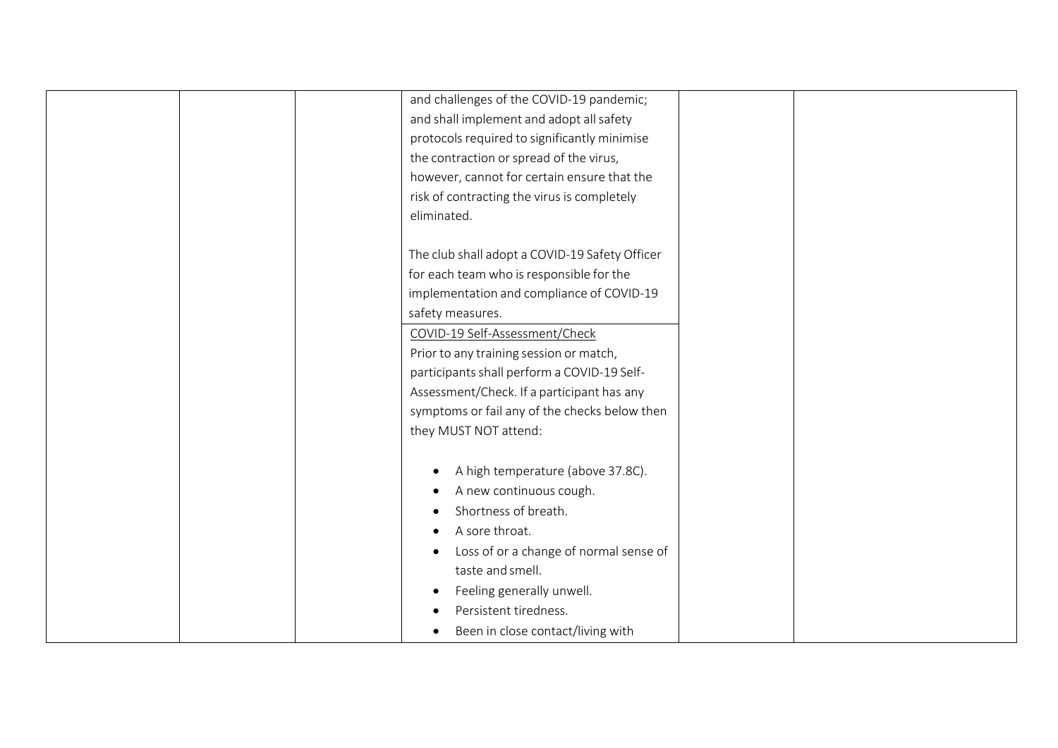| | | | | | |
|---|---|---|---|---|---|
| | | | and challenges of the COVID-19 pandemic; and shall implement and adopt all safety protocols required to significantly minimise the contraction or spread of the virus, however, cannot for certain ensure that the risk of contracting the virus is completely eliminated.<br><br>The club shall adopt a COVID-19 Safety Officer for each team who is responsible for the implementation and compliance of COVID-19 safety measures. | | |
| | | | COVID-19 Self-Assessment/Check<br>Prior to any training session or match, participants shall perform a COVID-19 Self-Assessment/Check. If a participant has any symptoms or fail any of the checks below then they MUST NOT attend:<br><br>• A high temperature (above 37.8C).<br>• A new continuous cough.<br>• Shortness of breath.<br>• A sore throat.<br>• Loss of or a change of normal sense of taste and smell.<br>• Feeling generally unwell.<br>• Persistent tiredness.<br>• Been in close contact/living with | | |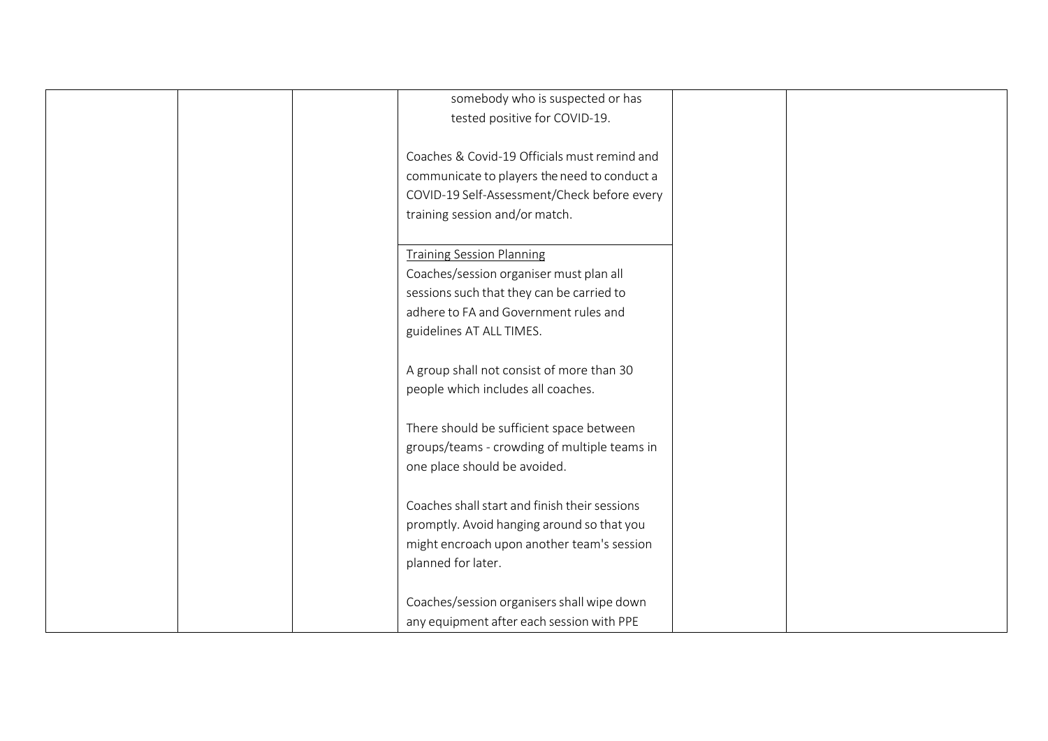| | | | somebody who is suspected or has tested positive for COVID-19.<br><br>Coaches & Covid-19 Officials must remind and communicate to players the need to conduct a COVID-19 Self-Assessment/Check before every training session and/or match. | | |
|---|---|---|---|---|---|
| | | | <u>Training Session Planning</u><br>Coaches/session organiser must plan all sessions such that they can be carried to adhere to FA and Government rules and guidelines AT ALL TIMES.<br><br>A group shall not consist of more than 30 people which includes all coaches.<br><br>There should be sufficient space between groups/teams - crowding of multiple teams in one place should be avoided.<br><br>Coaches shall start and finish their sessions promptly. Avoid hanging around so that you might encroach upon another team's session planned for later.<br><br>Coaches/session organisers shall wipe down any equipment after each session with PPE | | |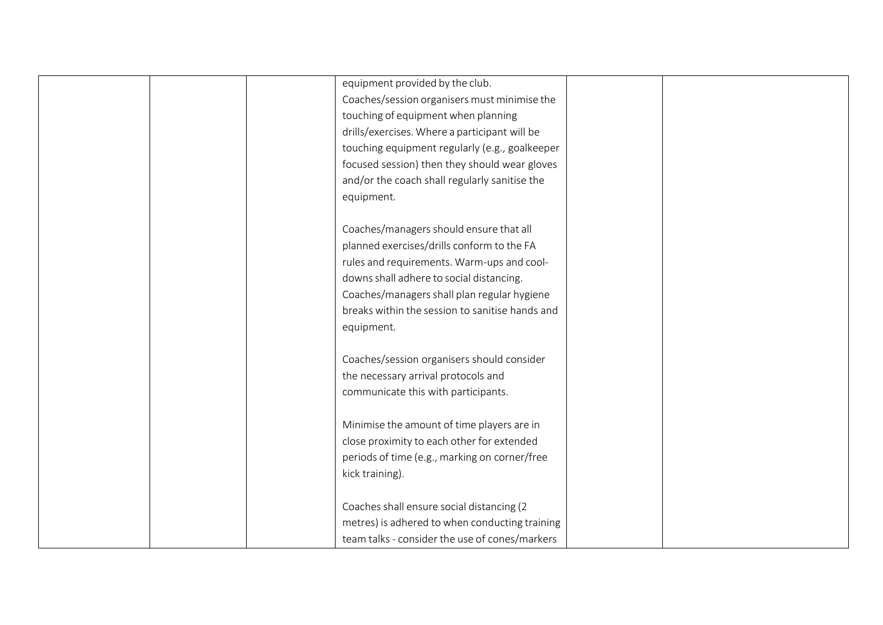| | | | | | |
|---|---|---|---|---|---|
| | | | equipment provided by the club.<br>Coaches/session organisers must minimise the touching of equipment when planning drills/exercises. Where a participant will be touching equipment regularly (e.g., goalkeeper focused session) then they should wear gloves and/or the coach shall regularly sanitise the equipment.<br><br>Coaches/managers should ensure that all planned exercises/drills conform to the FA rules and requirements. Warm-ups and cool-downs shall adhere to social distancing. Coaches/managers shall plan regular hygiene breaks within the session to sanitise hands and equipment.<br><br>Coaches/session organisers should consider the necessary arrival protocols and communicate this with participants.<br><br>Minimise the amount of time players are in close proximity to each other for extended periods of time (e.g., marking on corner/free kick training).<br><br>Coaches shall ensure social distancing (2 metres) is adhered to when conducting training team talks - consider the use of cones/markers | | |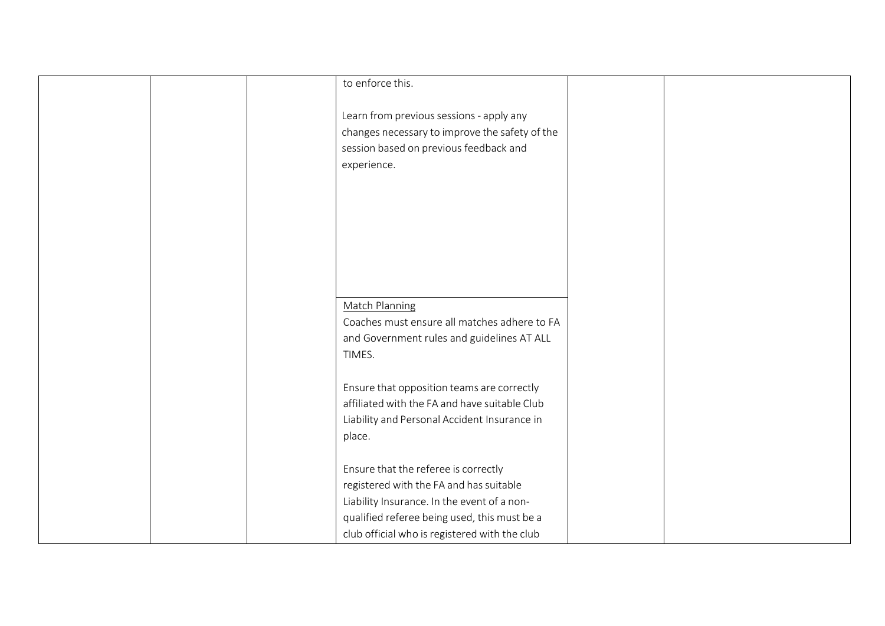|  |  |  | to enforce this.<br><br>Learn from previous sessions - apply any changes necessary to improve the safety of the session based on previous feedback and experience. |  |  |
| --- | --- | --- | --- | --- | --- |
|  |  |  | Match Planning<br>Coaches must ensure all matches adhere to FA and Government rules and guidelines AT ALL TIMES.<br><br>Ensure that opposition teams are correctly affiliated with the FA and have suitable Club Liability and Personal Accident Insurance in place.<br><br>Ensure that the referee is correctly registered with the FA and has suitable Liability Insurance. In the event of a non-qualified referee being used, this must be a club official who is registered with the club |  |  |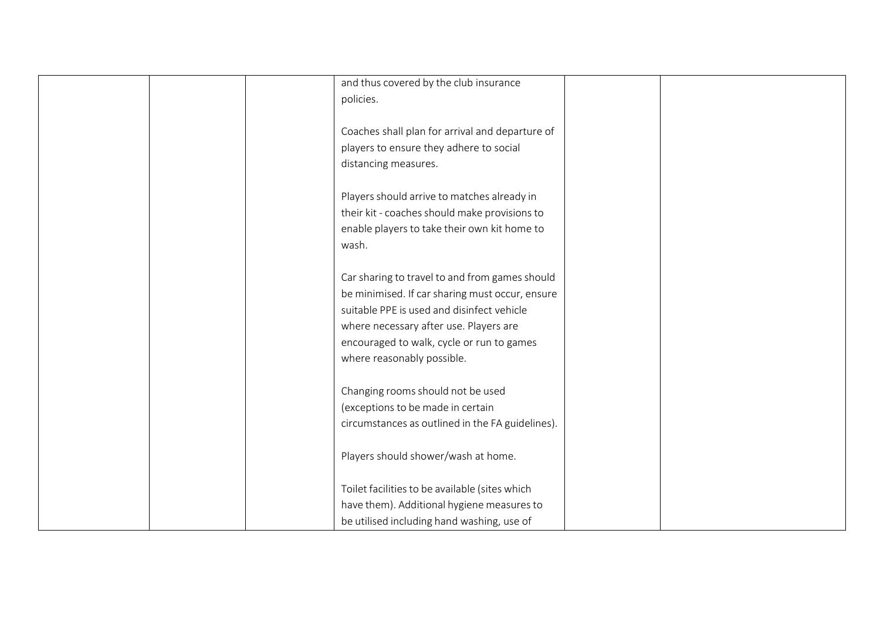|  |  |  | and thus covered by the club insurance policies.<br><br>Coaches shall plan for arrival and departure of players to ensure they adhere to social distancing measures.<br><br>Players should arrive to matches already in their kit - coaches should make provisions to enable players to take their own kit home to wash.<br><br>Car sharing to travel to and from games should be minimised. If car sharing must occur, ensure suitable PPE is used and disinfect vehicle where necessary after use. Players are encouraged to walk, cycle or run to games where reasonably possible.<br><br>Changing rooms should not be used (exceptions to be made in certain circumstances as outlined in the FA guidelines).<br><br>Players should shower/wash at home.<br><br>Toilet facilities to be available (sites which have them). Additional hygiene measures to be utilised including hand washing, use of |  |  |
|---|---|---|---|---|---|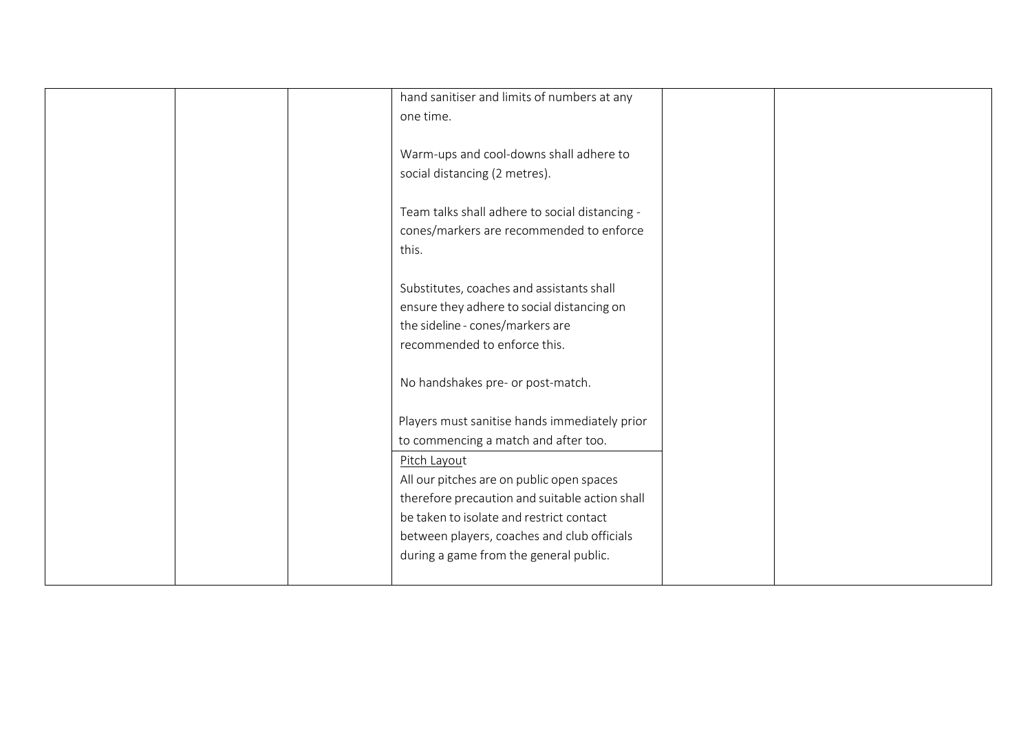|  |  |  |  |  |  |
| --- | --- | --- | --- | --- | --- |
|  |  |  | hand sanitiser and limits of numbers at any one time.<br><br>Warm-ups and cool-downs shall adhere to social distancing (2 metres).<br><br>Team talks shall adhere to social distancing - cones/markers are recommended to enforce this.<br><br>Substitutes, coaches and assistants shall ensure they adhere to social distancing on the sideline - cones/markers are recommended to enforce this.<br><br>No handshakes pre- or post-match.<br><br>Players must sanitise hands immediately prior to commencing a match and after too. |  |  |
|  |  |  | Pitch Layout<br>All our pitches are on public open spaces therefore precaution and suitable action shall be taken to isolate and restrict contact between players, coaches and club officials during a game from the general public. |  |  |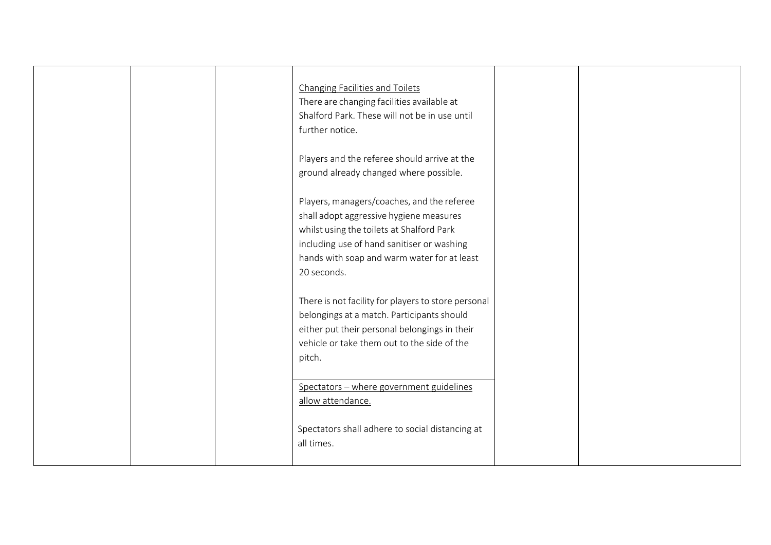| | | | | | |
|---|---|---|---|---|---|
| | | | <u>Changing Facilities and Toilets</u><br>There are changing facilities available at Shalford Park. These will not be in use until further notice.<br><br>Players and the referee should arrive at the ground already changed where possible.<br><br>Players, managers/coaches, and the referee shall adopt aggressive hygiene measures whilst using the toilets at Shalford Park including use of hand sanitiser or washing hands with soap and warm water for at least 20 seconds.<br><br>There is not facility for players to store personal belongings at a match. Participants should either put their personal belongings in their vehicle or take them out to the side of the pitch. | | |
| | | | <u>Spectators – where government guidelines allow attendance.</u><br><br>Spectators shall adhere to social distancing at all times. | | |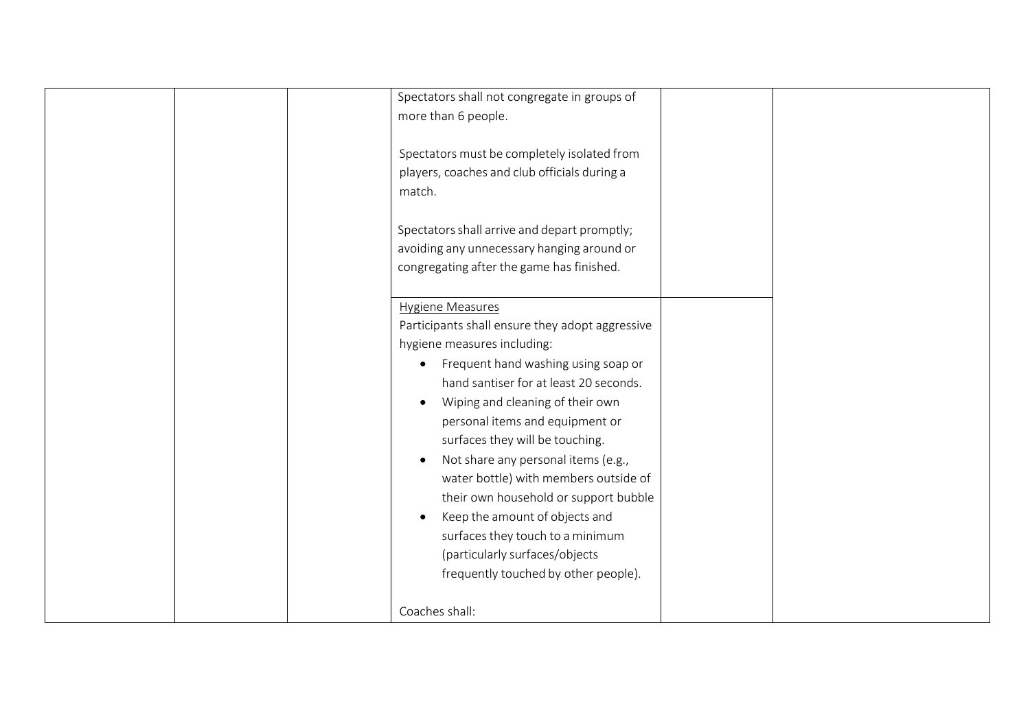|  |  |  |  |  |  |
|---|---|---|---|---|---|
|  |  |  | Spectators shall not congregate in groups of more than 6 people.<br><br>Spectators must be completely isolated from players, coaches and club officials during a match.<br><br>Spectators shall arrive and depart promptly; avoiding any unnecessary hanging around or congregating after the game has finished. |  |  |
|  |  |  | <u>Hygiene Measures</u><br>Participants shall ensure they adopt aggressive hygiene measures including:<br>• Frequent hand washing using soap or hand santiser for at least 20 seconds.<br>• Wiping and cleaning of their own personal items and equipment or surfaces they will be touching.<br>• Not share any personal items (e.g., water bottle) with members outside of their own household or support bubble<br>• Keep the amount of objects and surfaces they touch to a minimum (particularly surfaces/objects frequently touched by other people).<br><br>Coaches shall: |  |  |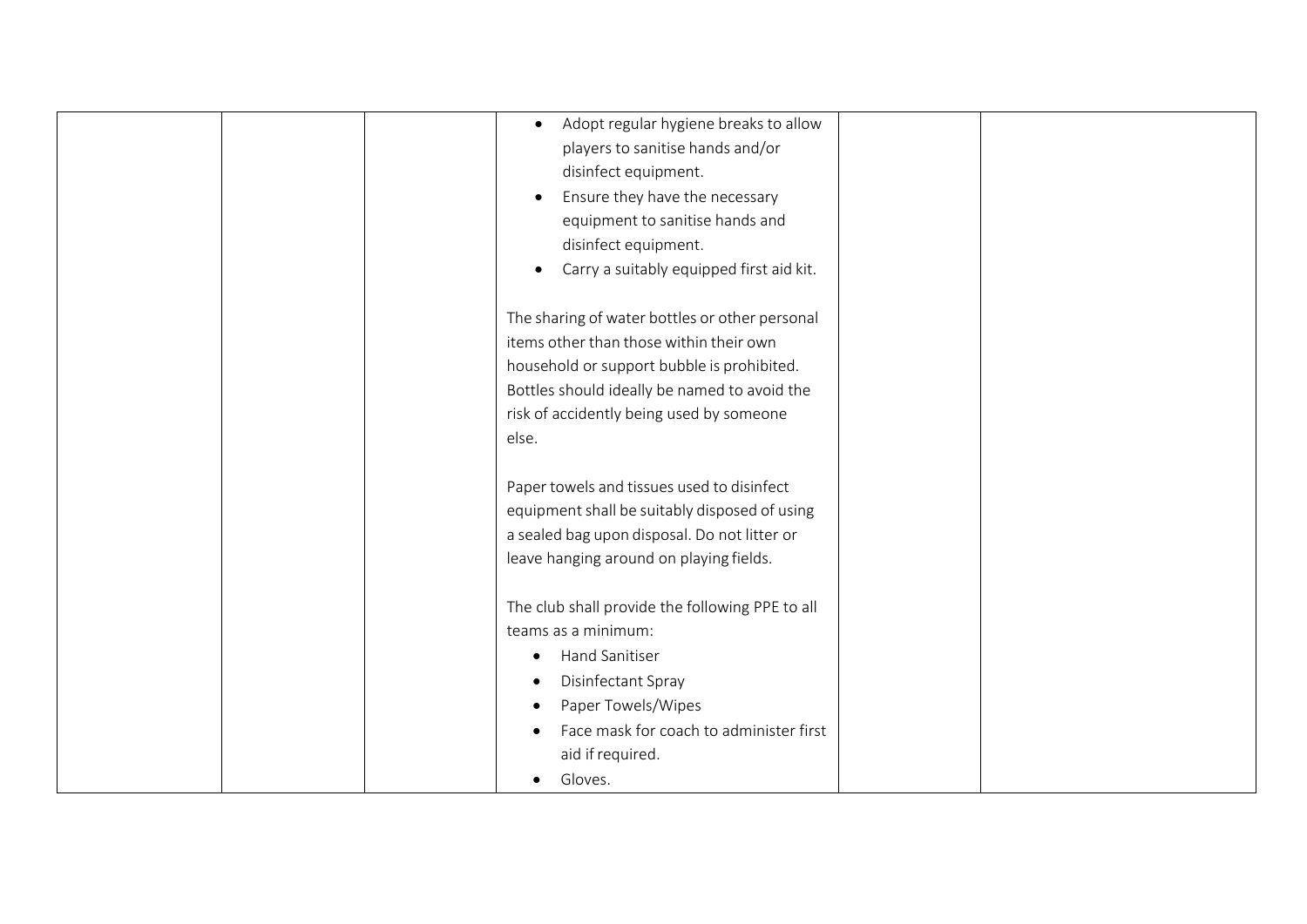| | | | | | |
|---|---|---|---|---|---|
| | | | • Adopt regular hygiene breaks to allow players to sanitise hands and/or disinfect equipment.<br>• Ensure they have the necessary equipment to sanitise hands and disinfect equipment.<br>• Carry a suitably equipped first aid kit.<br><br>The sharing of water bottles or other personal items other than those within their own household or support bubble is prohibited. Bottles should ideally be named to avoid the risk of accidently being used by someone else.<br><br>Paper towels and tissues used to disinfect equipment shall be suitably disposed of using a sealed bag upon disposal. Do not litter or leave hanging around on playing fields.<br><br>The club shall provide the following PPE to all teams as a minimum:<br>• Hand Sanitiser<br>• Disinfectant Spray<br>• Paper Towels/Wipes<br>• Face mask for coach to administer first aid if required.<br>• Gloves. | | |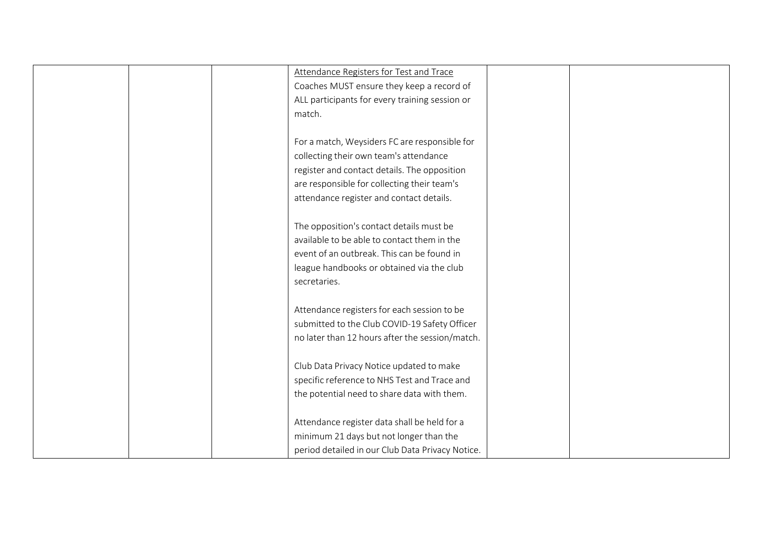|  |  |  | <u>Attendance Registers for Test and Trace</u><br>Coaches MUST ensure they keep a record of ALL participants for every training session or match.<br><br>For a match, Weysiders FC are responsible for collecting their own team's attendance register and contact details. The opposition are responsible for collecting their team's attendance register and contact details.<br><br>The opposition's contact details must be available to be able to contact them in the event of an outbreak. This can be found in league handbooks or obtained via the club secretaries.<br><br>Attendance registers for each session to be submitted to the Club COVID-19 Safety Officer no later than 12 hours after the session/match.<br><br>Club Data Privacy Notice updated to make specific reference to NHS Test and Trace and the potential need to share data with them.<br><br>Attendance register data shall be held for a minimum 21 days but not longer than the period detailed in our Club Data Privacy Notice. |  |  |
|---|---|---|---|---|---|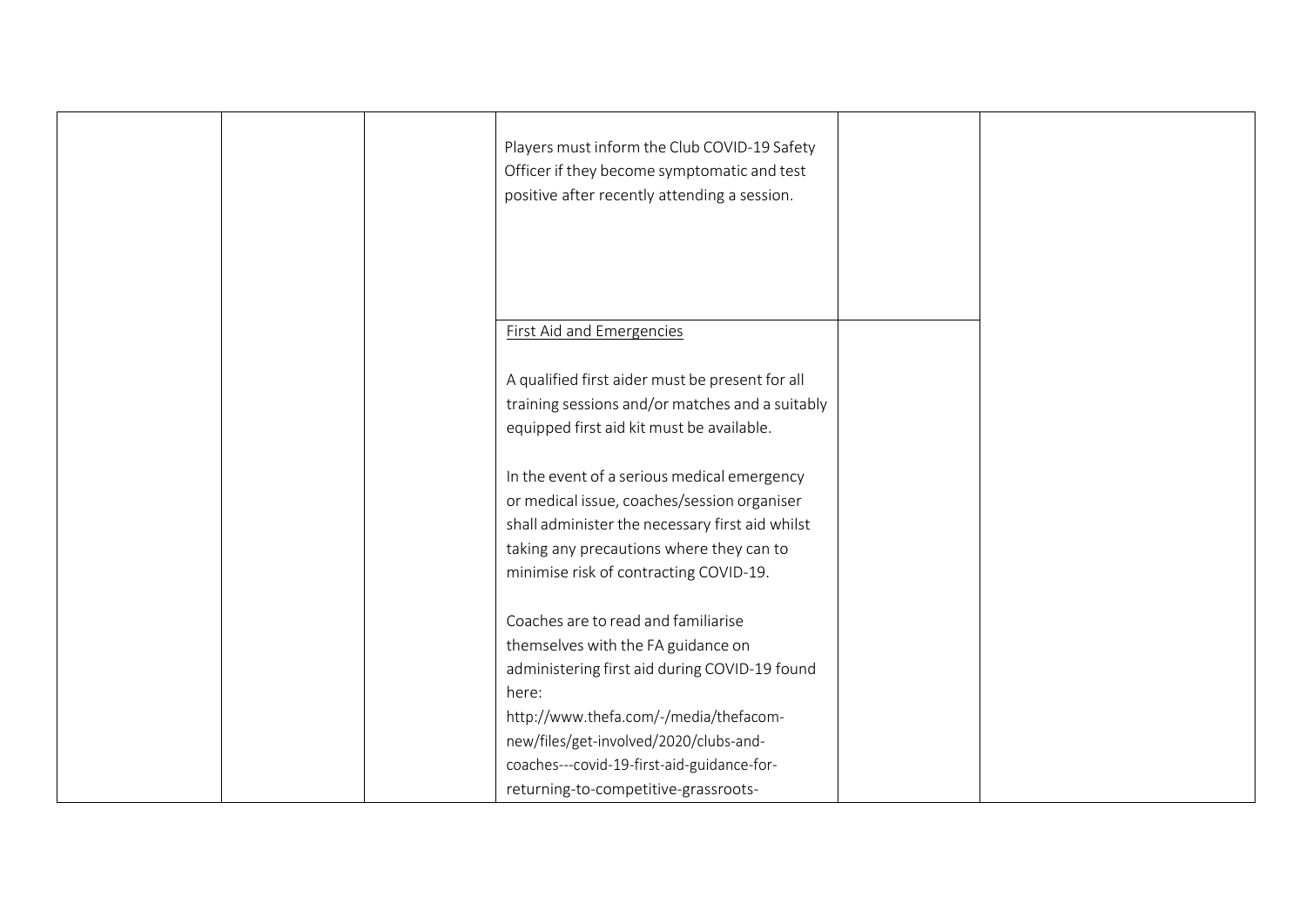|  |  |  | Players must inform the Club COVID-19 Safety Officer if they become symptomatic and test positive after recently attending a session. |  |  |
|---|---|---|---|---|---|
|  |  |  | First Aid and Emergencies<br><br>A qualified first aider must be present for all training sessions and/or matches and a suitably equipped first aid kit must be available.<br><br>In the event of a serious medical emergency or medical issue, coaches/session organiser shall administer the necessary first aid whilst taking any precautions where they can to minimise risk of contracting COVID-19.<br><br>Coaches are to read and familiarise themselves with the FA guidance on administering first aid during COVID-19 found here:<br>http://www.thefa.com/-/media/thefacom-new/files/get-involved/2020/clubs-and-coaches---covid-19-first-aid-guidance-for-returning-to-competitive-grassroots- |  |  |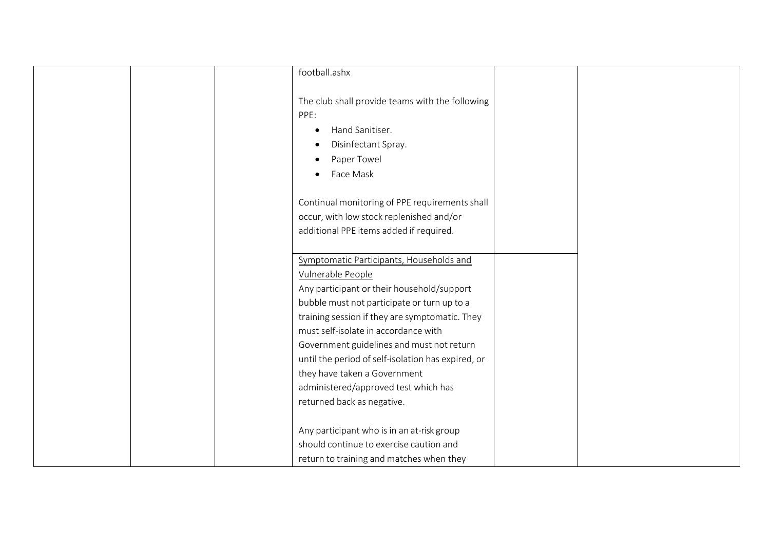| | | | | | |
|---|---|---|---|---|---|
| | | | football.ashx<br><br>The club shall provide teams with the following PPE:<br>• Hand Sanitiser.<br>• Disinfectant Spray.<br>• Paper Towel<br>• Face Mask<br><br>Continual monitoring of PPE requirements shall occur, with low stock replenished and/or additional PPE items added if required. | | |
| | | | <u>Symptomatic Participants, Households and Vulnerable People</u><br>Any participant or their household/support bubble must not participate or turn up to a training session if they are symptomatic. They must self-isolate in accordance with Government guidelines and must not return until the period of self-isolation has expired, or they have taken a Government administered/approved test which has returned back as negative.<br><br>Any participant who is in an at-risk group should continue to exercise caution and return to training and matches when they | | |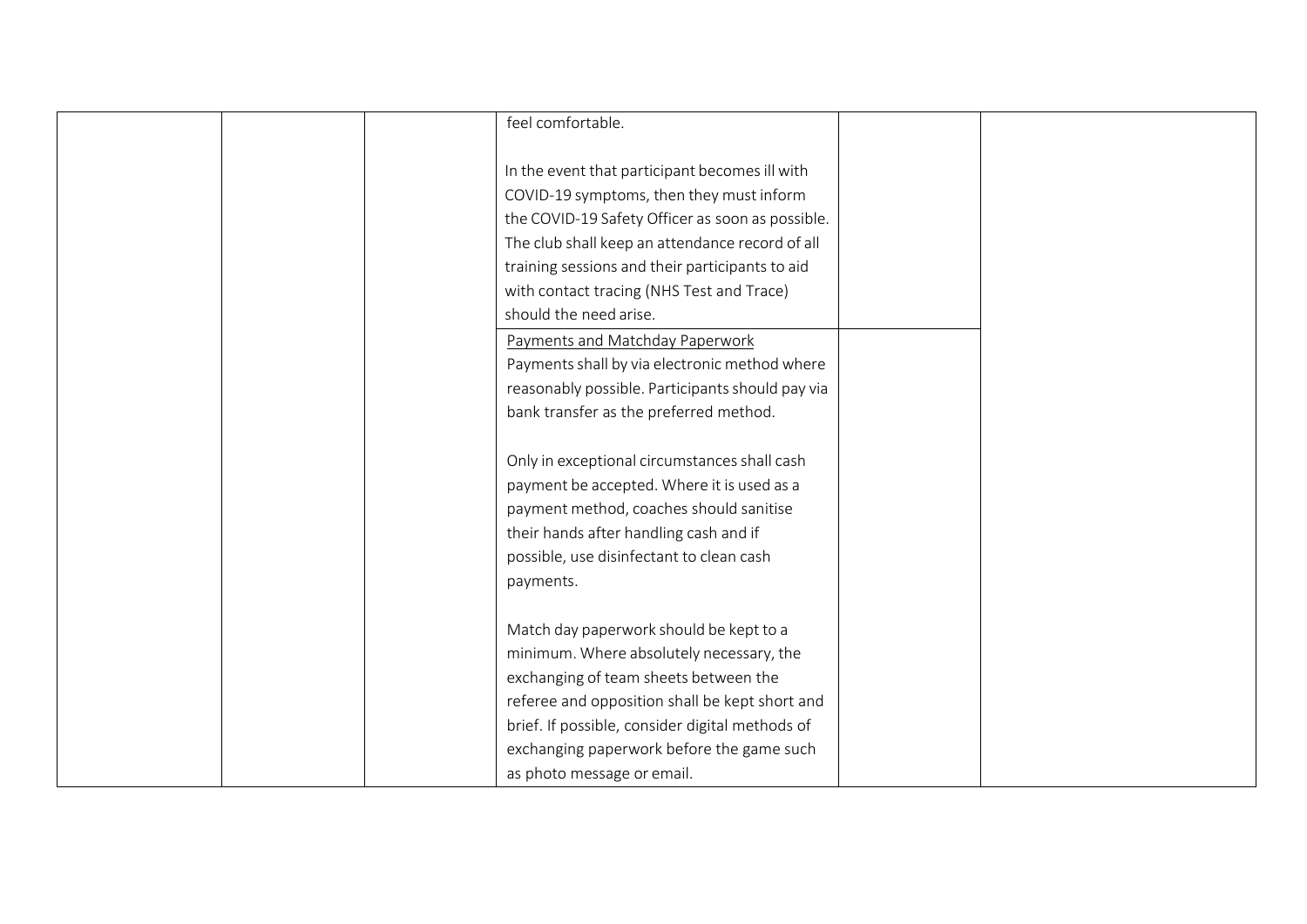|  |  |  |  |  |  |
|---|---|---|---|---|---|
|  |  |  | feel comfortable.<br><br>In the event that participant becomes ill with COVID-19 symptoms, then they must inform the COVID-19 Safety Officer as soon as possible. The club shall keep an attendance record of all training sessions and their participants to aid with contact tracing (NHS Test and Trace) should the need arise. |  |  |
|  |  |  | Payments and Matchday Paperwork<br>Payments shall by via electronic method where reasonably possible. Participants should pay via bank transfer as the preferred method.<br><br>Only in exceptional circumstances shall cash payment be accepted. Where it is used as a payment method, coaches should sanitise their hands after handling cash and if possible, use disinfectant to clean cash payments.<br><br>Match day paperwork should be kept to a minimum. Where absolutely necessary, the exchanging of team sheets between the referee and opposition shall be kept short and brief. If possible, consider digital methods of exchanging paperwork before the game such as photo message or email. |  |  |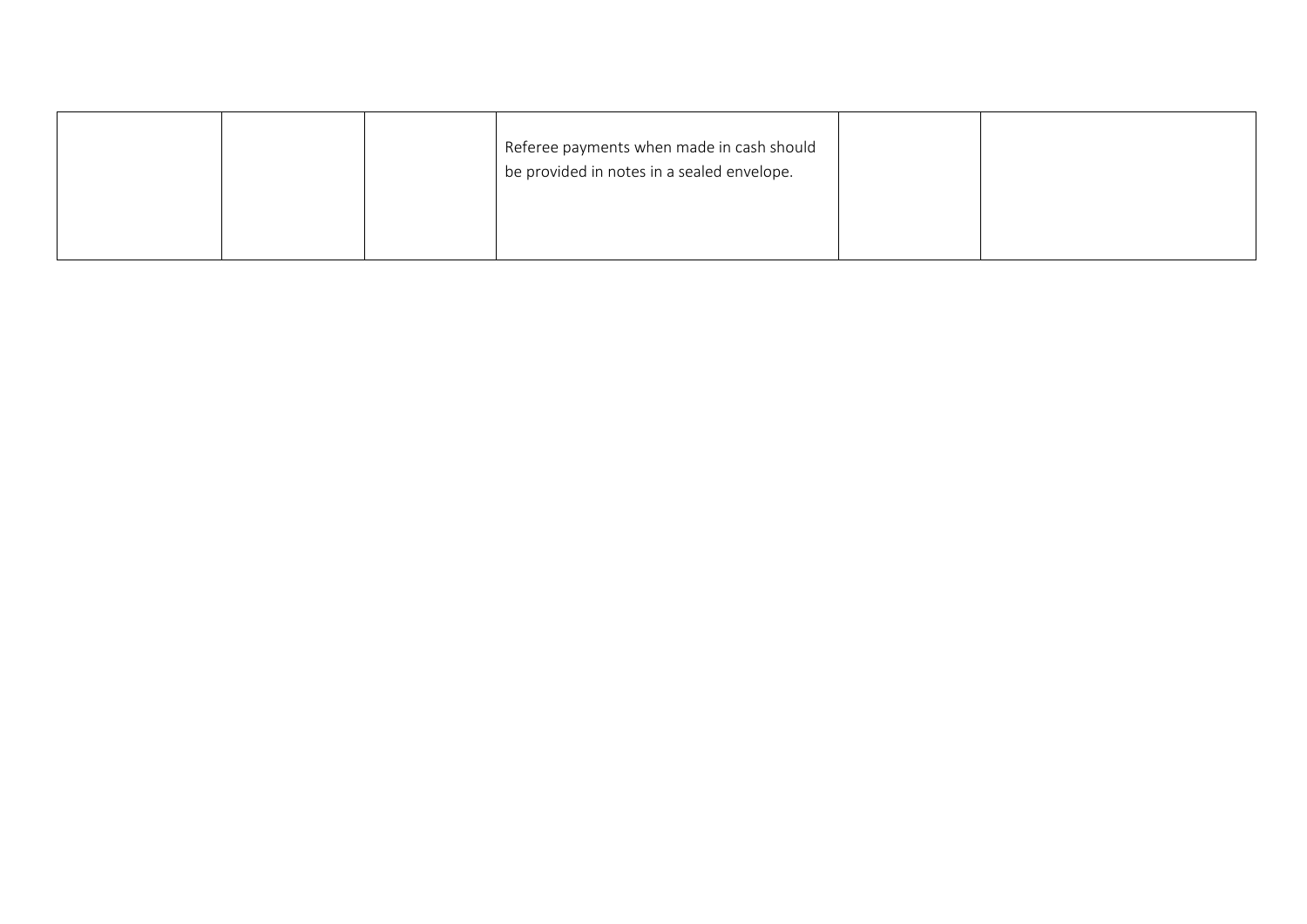| | | | | | |
|---|---|---|---|---|---|
| | | | Referee payments when made in cash should be provided in notes in a sealed envelope. | | |